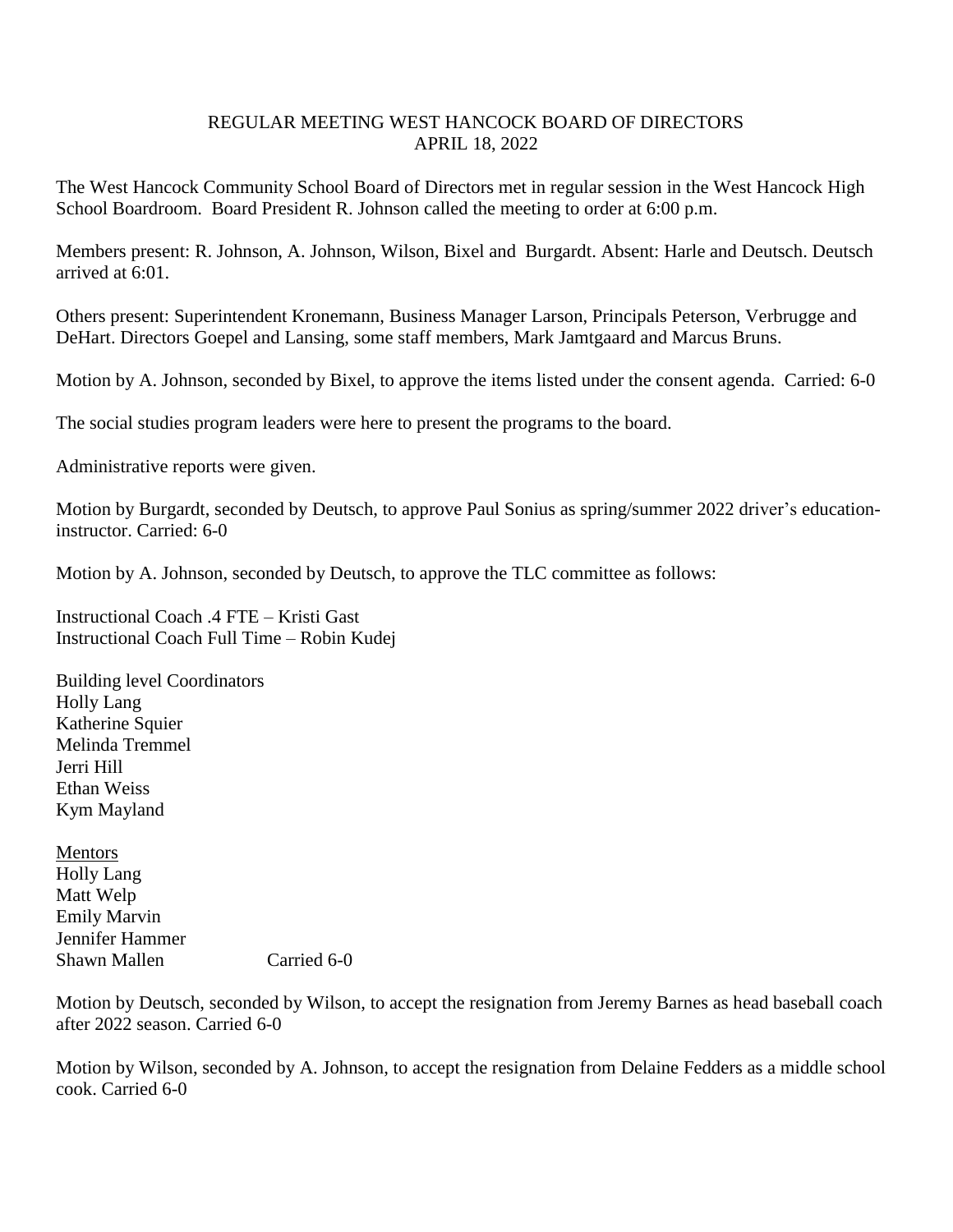# REGULAR MEETING WEST HANCOCK BOARD OF DIRECTORS
## APRIL 18, 2022

The West Hancock Community School Board of Directors met in regular session in the West Hancock High School Boardroom. Board President R. Johnson called the meeting to order at 6:00 p.m.

Members present: R. Johnson, A. Johnson, Wilson, Bixel and Burgardt. Absent: Harle and Deutsch. Deutsch arrived at 6:01.

Others present: Superintendent Kronemann, Business Manager Larson, Principals Peterson, Verbrugge and DeHart. Directors Goepel and Lansing, some staff members, Mark Jamtgaard and Marcus Bruns.

Motion by A. Johnson, seconded by Bixel, to approve the items listed under the consent agenda. Carried: 6-0

The social studies program leaders were here to present the programs to the board.

Administrative reports were given.

Motion by Burgardt, seconded by Deutsch, to approve Paul Sonius as spring/summer 2022 driver's education-instructor. Carried: 6-0

Motion by A. Johnson, seconded by Deutsch, to approve the TLC committee as follows:

Instructional Coach .4 FTE – Kristi Gast
Instructional Coach Full Time – Robin Kudej

Building level Coordinators
Holly Lang
Katherine Squier
Melinda Tremmel
Jerri Hill
Ethan Weiss
Kym Mayland

Mentors
Holly Lang
Matt Welp
Emily Marvin
Jennifer Hammer
Shawn Mallen Carried 6-0

Motion by Deutsch, seconded by Wilson, to accept the resignation from Jeremy Barnes as head baseball coach after 2022 season. Carried 6-0

Motion by Wilson, seconded by A. Johnson, to accept the resignation from Delaine Fedders as a middle school cook. Carried 6-0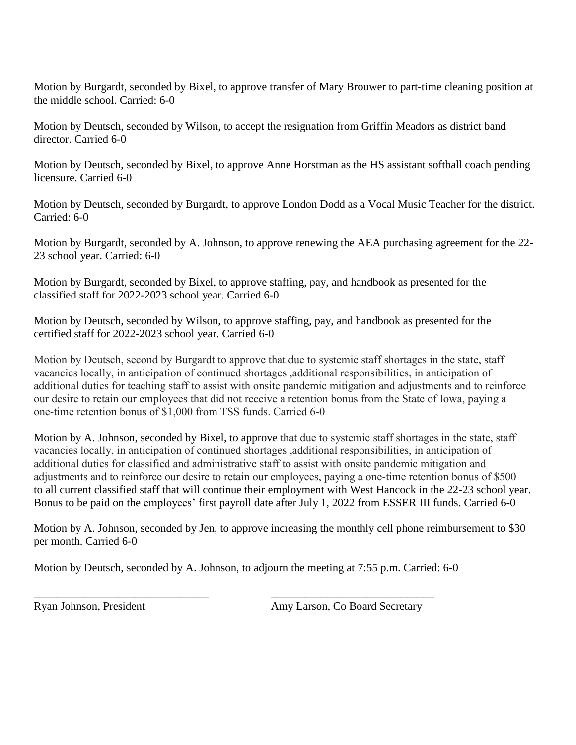Motion by Burgardt, seconded by Bixel, to approve transfer of Mary Brouwer to part-time cleaning position at the middle school. Carried: 6-0

Motion by Deutsch, seconded by Wilson, to accept the resignation from Griffin Meadors as district band director. Carried 6-0

Motion by Deutsch, seconded by Bixel, to approve Anne Horstman as the HS assistant softball coach pending licensure. Carried 6-0

Motion by Deutsch, seconded by Burgardt, to approve London Dodd as a Vocal Music Teacher for the district. Carried: 6-0

Motion by Burgardt, seconded by A. Johnson, to approve renewing the AEA purchasing agreement for the 22-23 school year. Carried: 6-0

Motion by Burgardt, seconded by Bixel, to approve staffing, pay, and handbook as presented for the classified staff for 2022-2023 school year. Carried 6-0

Motion by Deutsch, seconded by Wilson, to approve staffing, pay, and handbook as presented for the certified staff for 2022-2023 school year. Carried 6-0

Motion by Deutsch, second by Burgardt to approve that due to systemic staff shortages in the state, staff vacancies locally, in anticipation of continued shortages ,additional responsibilities, in anticipation of additional duties for teaching staff to assist with onsite pandemic mitigation and adjustments and to reinforce our desire to retain our employees that did not receive a retention bonus from the State of Iowa, paying a one-time retention bonus of $1,000 from TSS funds. Carried 6-0

Motion by A. Johnson, seconded by Bixel, to approve that due to systemic staff shortages in the state, staff vacancies locally, in anticipation of continued shortages ,additional responsibilities, in anticipation of additional duties for classified and administrative staff to assist with onsite pandemic mitigation and adjustments and to reinforce our desire to retain our employees, paying a one-time retention bonus of $500 to all current classified staff that will continue their employment with West Hancock in the 22-23 school year. Bonus to be paid on the employees' first payroll date after July 1, 2022 from ESSER III funds. Carried 6-0

Motion by A. Johnson, seconded by Jen, to approve increasing the monthly cell phone reimbursement to $30 per month. Carried 6-0

Motion by Deutsch, seconded by A. Johnson, to adjourn the meeting at 7:55 p.m. Carried: 6-0

\_\_\_\_\_\_\_\_\_\_\_\_\_\_\_\_\_\_\_\_\_\_\_\_\_\_\_\_\_\_ \_\_\_\_\_\_\_\_\_\_\_\_\_\_\_\_\_\_\_\_\_\_\_\_\_\_\_\_\_\_

Ryan Johnson, President Amy Larson, Co Board Secretary